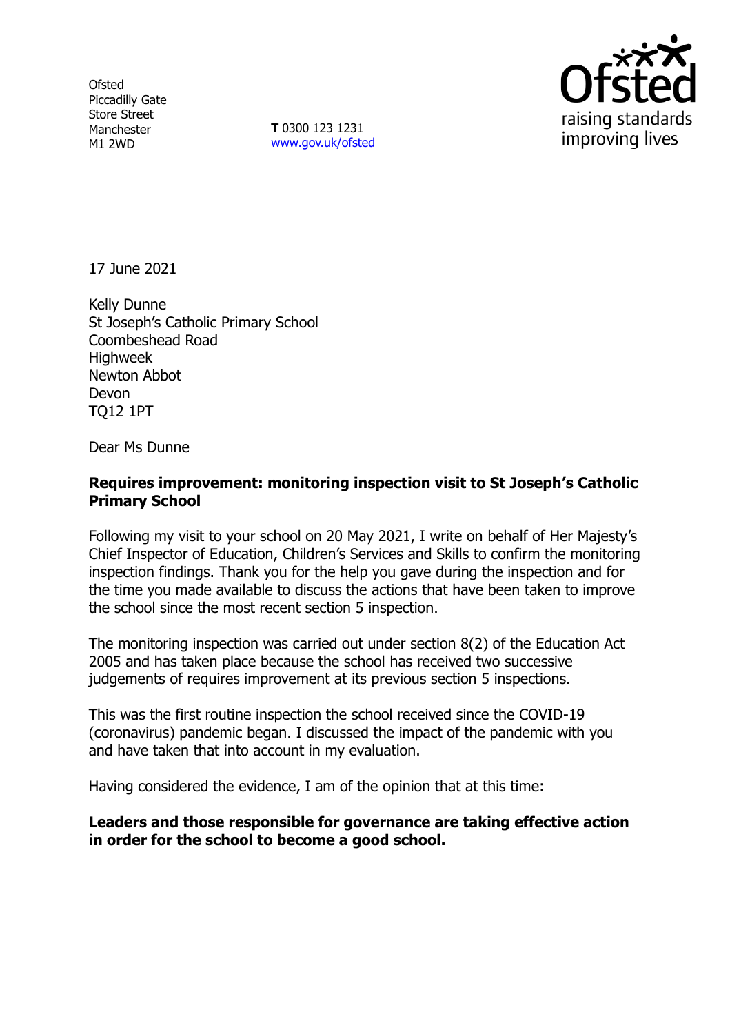Ofsted
Piccadilly Gate
Store Street
Manchester
M1 2WD

**T** 0300 123 1231
www.gov.uk/ofsted

17 June 2021

Kelly Dunne
St Joseph's Catholic Primary School
Coombeshead Road
Highweek
Newton Abbot
Devon
TQ12 1PT

Dear Ms Dunne

**Requires improvement: monitoring inspection visit to St Joseph's Catholic Primary School**

Following my visit to your school on 20 May 2021, I write on behalf of Her Majesty's Chief Inspector of Education, Children's Services and Skills to confirm the monitoring inspection findings. Thank you for the help you gave during the inspection and for the time you made available to discuss the actions that have been taken to improve the school since the most recent section 5 inspection.

The monitoring inspection was carried out under section 8(2) of the Education Act 2005 and has taken place because the school has received two successive judgements of requires improvement at its previous section 5 inspections.

This was the first routine inspection the school received since the COVID-19 (coronavirus) pandemic began. I discussed the impact of the pandemic with you and have taken that into account in my evaluation.

Having considered the evidence, I am of the opinion that at this time:

**Leaders and those responsible for governance are taking effective action in order for the school to become a good school.**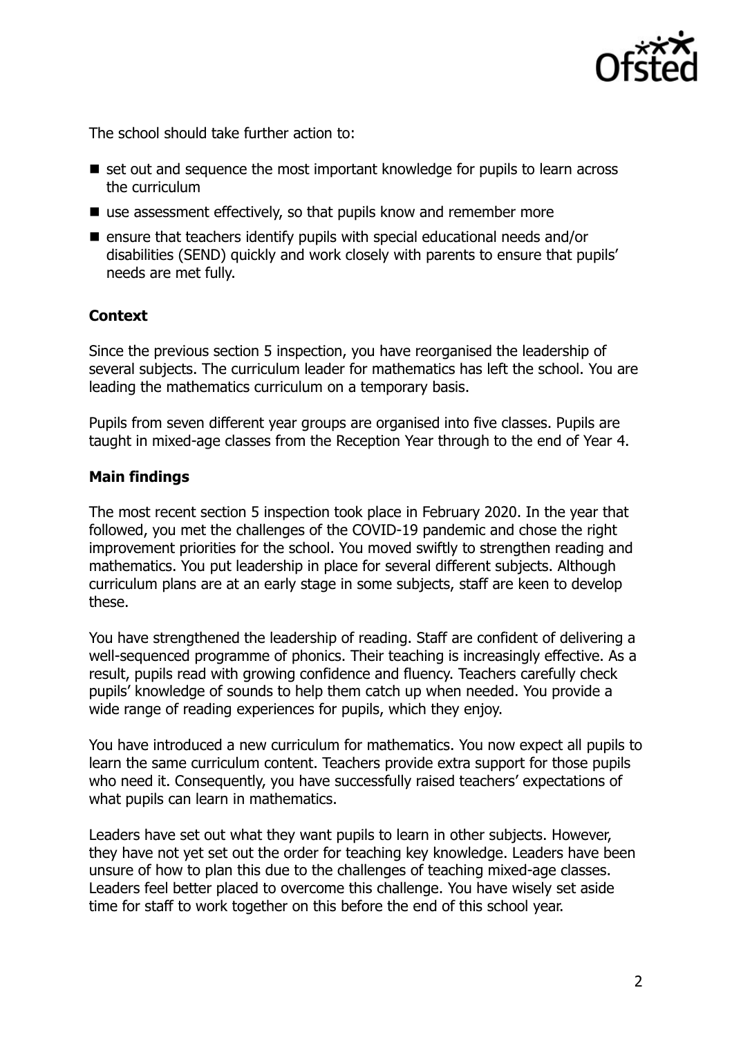The school should take further action to:

- set out and sequence the most important knowledge for pupils to learn across the curriculum
- use assessment effectively, so that pupils know and remember more
- ensure that teachers identify pupils with special educational needs and/or disabilities (SEND) quickly and work closely with parents to ensure that pupils' needs are met fully.

### Context

Since the previous section 5 inspection, you have reorganised the leadership of several subjects. The curriculum leader for mathematics has left the school. You are leading the mathematics curriculum on a temporary basis.

Pupils from seven different year groups are organised into five classes. Pupils are taught in mixed-age classes from the Reception Year through to the end of Year 4.

### Main findings

The most recent section 5 inspection took place in February 2020. In the year that followed, you met the challenges of the COVID-19 pandemic and chose the right improvement priorities for the school. You moved swiftly to strengthen reading and mathematics. You put leadership in place for several different subjects. Although curriculum plans are at an early stage in some subjects, staff are keen to develop these.

You have strengthened the leadership of reading. Staff are confident of delivering a well-sequenced programme of phonics. Their teaching is increasingly effective. As a result, pupils read with growing confidence and fluency. Teachers carefully check pupils' knowledge of sounds to help them catch up when needed. You provide a wide range of reading experiences for pupils, which they enjoy.

You have introduced a new curriculum for mathematics. You now expect all pupils to learn the same curriculum content. Teachers provide extra support for those pupils who need it. Consequently, you have successfully raised teachers' expectations of what pupils can learn in mathematics.

Leaders have set out what they want pupils to learn in other subjects. However, they have not yet set out the order for teaching key knowledge. Leaders have been unsure of how to plan this due to the challenges of teaching mixed-age classes. Leaders feel better placed to overcome this challenge. You have wisely set aside time for staff to work together on this before the end of this school year.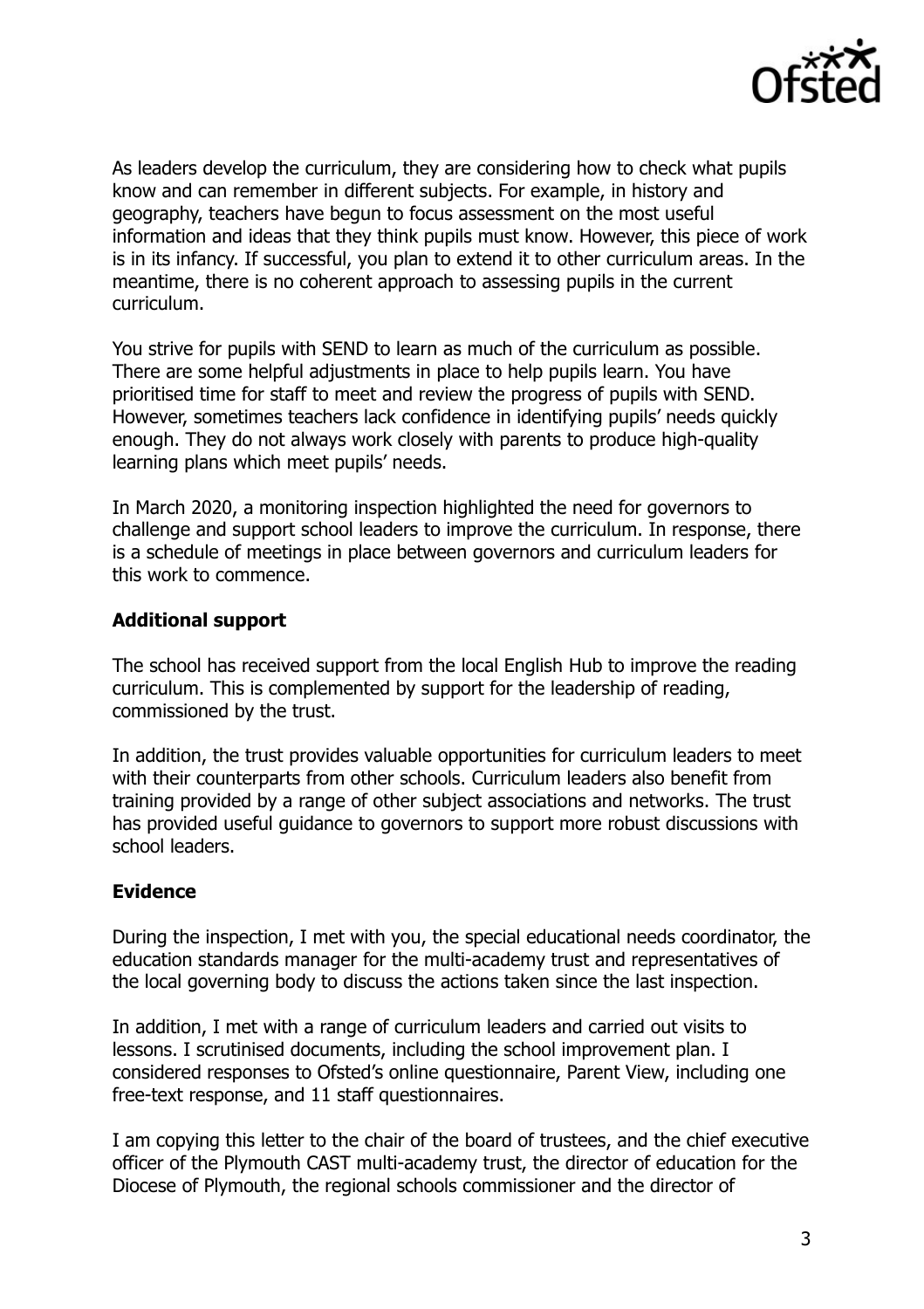As leaders develop the curriculum, they are considering how to check what pupils know and can remember in different subjects. For example, in history and geography, teachers have begun to focus assessment on the most useful information and ideas that they think pupils must know. However, this piece of work is in its infancy. If successful, you plan to extend it to other curriculum areas. In the meantime, there is no coherent approach to assessing pupils in the current curriculum.

You strive for pupils with SEND to learn as much of the curriculum as possible. There are some helpful adjustments in place to help pupils learn. You have prioritised time for staff to meet and review the progress of pupils with SEND. However, sometimes teachers lack confidence in identifying pupils' needs quickly enough. They do not always work closely with parents to produce high-quality learning plans which meet pupils' needs.

In March 2020, a monitoring inspection highlighted the need for governors to challenge and support school leaders to improve the curriculum. In response, there is a schedule of meetings in place between governors and curriculum leaders for this work to commence.

**Additional support**

The school has received support from the local English Hub to improve the reading curriculum. This is complemented by support for the leadership of reading, commissioned by the trust.

In addition, the trust provides valuable opportunities for curriculum leaders to meet with their counterparts from other schools. Curriculum leaders also benefit from training provided by a range of other subject associations and networks. The trust has provided useful guidance to governors to support more robust discussions with school leaders.

**Evidence**

During the inspection, I met with you, the special educational needs coordinator, the education standards manager for the multi-academy trust and representatives of the local governing body to discuss the actions taken since the last inspection.

In addition, I met with a range of curriculum leaders and carried out visits to lessons. I scrutinised documents, including the school improvement plan. I considered responses to Ofsted's online questionnaire, Parent View, including one free-text response, and 11 staff questionnaires.

I am copying this letter to the chair of the board of trustees, and the chief executive officer of the Plymouth CAST multi-academy trust, the director of education for the Diocese of Plymouth, the regional schools commissioner and the director of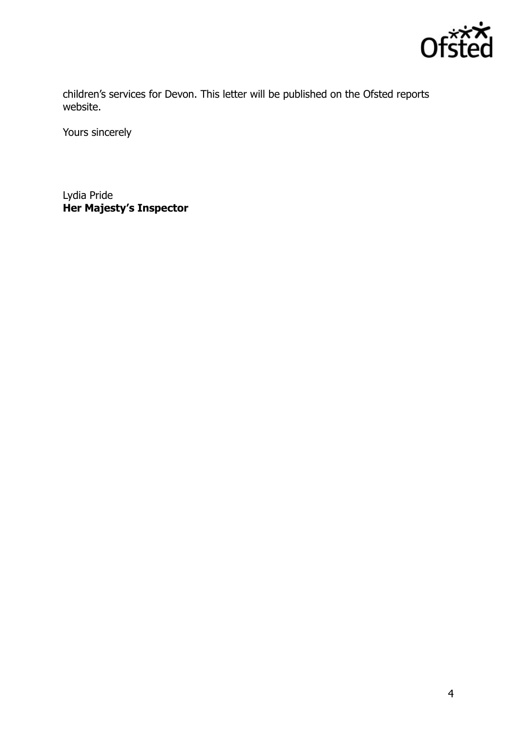children's services for Devon. This letter will be published on the Ofsted reports website.

Yours sincerely

Lydia Pride
**Her Majesty's Inspector**